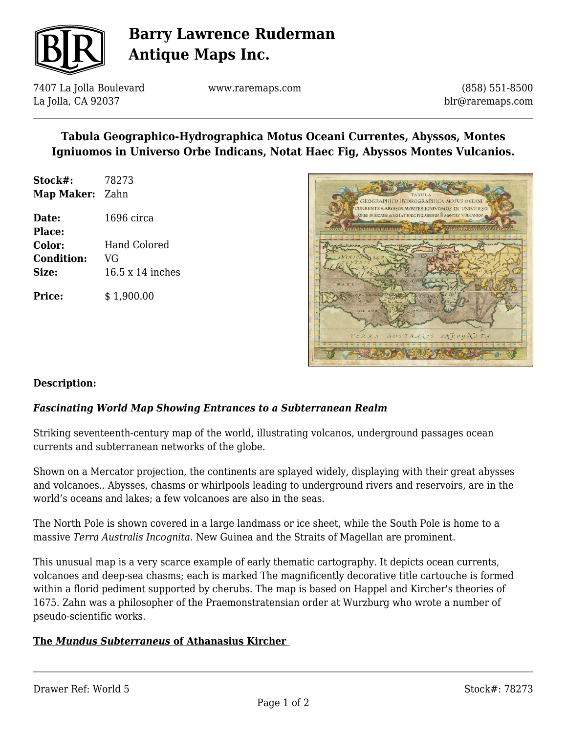# Barry Lawrence Ruderman Antique Maps Inc.

7407 La Jolla Boulevard
La Jolla, CA 92037

www.raremaps.com

(858) 551-8500
blr@raremaps.com

## Tabula Geographico-Hydrographica Motus Oceani Currentes, Abyssos, Montes Igniuomos in Universo Orbe Indicans, Notat Haec Fig, Abyssos Montes Vulcanios.

| | |
|---|---|
| **Stock#:** | 78273 |
| **Map Maker:** | Zahn |
| **Date:** | 1696 circa |
| **Place:** | |
| **Color:** | Hand Colored |
| **Condition:** | VG |
| **Size:** | 16.5 x 14 inches |
| **Price:** | $ 1,900.00 |

**Description:**

***Fascinating World Map Showing Entrances to a Subterranean Realm***

Striking seventeenth-century map of the world, illustrating volcanos, underground passages ocean currents and subterranean networks of the globe.

Shown on a Mercator projection, the continents are splayed widely, displaying with their great abysses and volcanoes.. Abysses, chasms or whirlpools leading to underground rivers and reservoirs, are in the world's oceans and lakes; a few volcanoes are also in the seas.

The North Pole is shown covered in a large landmass or ice sheet, while the South Pole is home to a massive *Terra Australis Incognita*. New Guinea and the Straits of Magellan are prominent.

This unusual map is a very scarce example of early thematic cartography. It depicts ocean currents, volcanoes and deep-sea chasms; each is marked The magnificently decorative title cartouche is formed within a florid pediment supported by cherubs. The map is based on Happel and Kircher's theories of 1675. Zahn was a philosopher of the Praemonstratensian order at Wurzburg who wrote a number of pseudo-scientific works.

**The *Mundus Subterraneus* of Athanasius Kircher**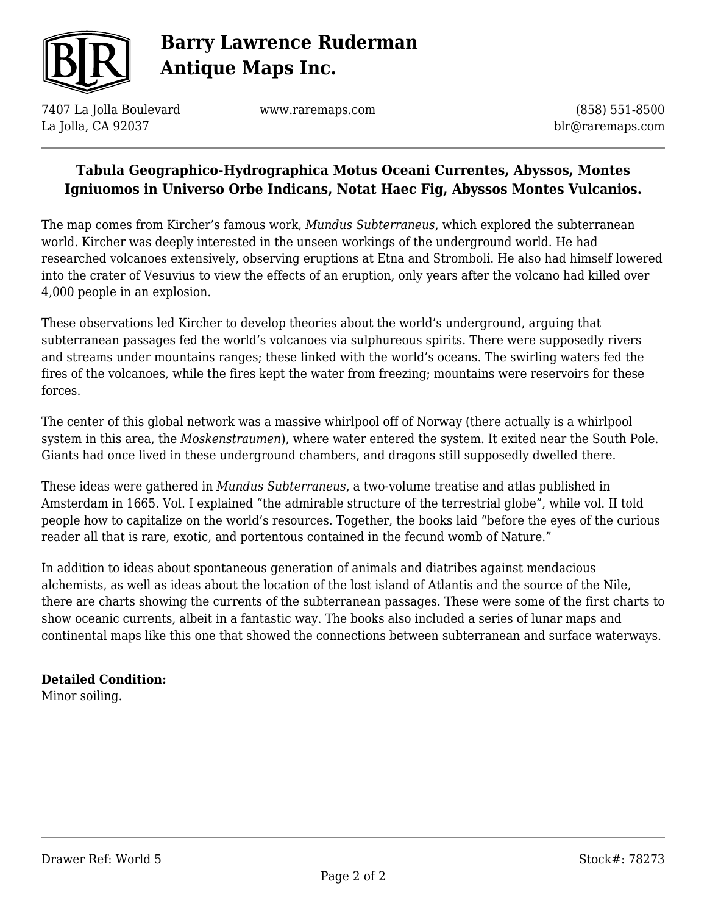**Tabula Geographico-Hydrographica Motus Oceani Currentes, Abyssos, Montes Igniuomos in Universo Orbe Indicans, Notat Haec Fig, Abyssos Montes Vulcanios.**

The map comes from Kircher's famous work, *Mundus Subterraneus*, which explored the subterranean world. Kircher was deeply interested in the unseen workings of the underground world. He had researched volcanoes extensively, observing eruptions at Etna and Stromboli. He also had himself lowered into the crater of Vesuvius to view the effects of an eruption, only years after the volcano had killed over 4,000 people in an explosion.

These observations led Kircher to develop theories about the world's underground, arguing that subterranean passages fed the world's volcanoes via sulphureous spirits. There were supposedly rivers and streams under mountains ranges; these linked with the world's oceans. The swirling waters fed the fires of the volcanoes, while the fires kept the water from freezing; mountains were reservoirs for these forces.

The center of this global network was a massive whirlpool off of Norway (there actually is a whirlpool system in this area, the *Moskenstraumen*), where water entered the system. It exited near the South Pole. Giants had once lived in these underground chambers, and dragons still supposedly dwelled there.

These ideas were gathered in *Mundus Subterraneus*, a two-volume treatise and atlas published in Amsterdam in 1665. Vol. I explained "the admirable structure of the terrestrial globe", while vol. II told people how to capitalize on the world's resources. Together, the books laid "before the eyes of the curious reader all that is rare, exotic, and portentous contained in the fecund womb of Nature."

In addition to ideas about spontaneous generation of animals and diatribes against mendacious alchemists, as well as ideas about the location of the lost island of Atlantis and the source of the Nile, there are charts showing the currents of the subterranean passages. These were some of the first charts to show oceanic currents, albeit in a fantastic way. The books also included a series of lunar maps and continental maps like this one that showed the connections between subterranean and surface waterways.

**Detailed Condition:**
Minor soiling.